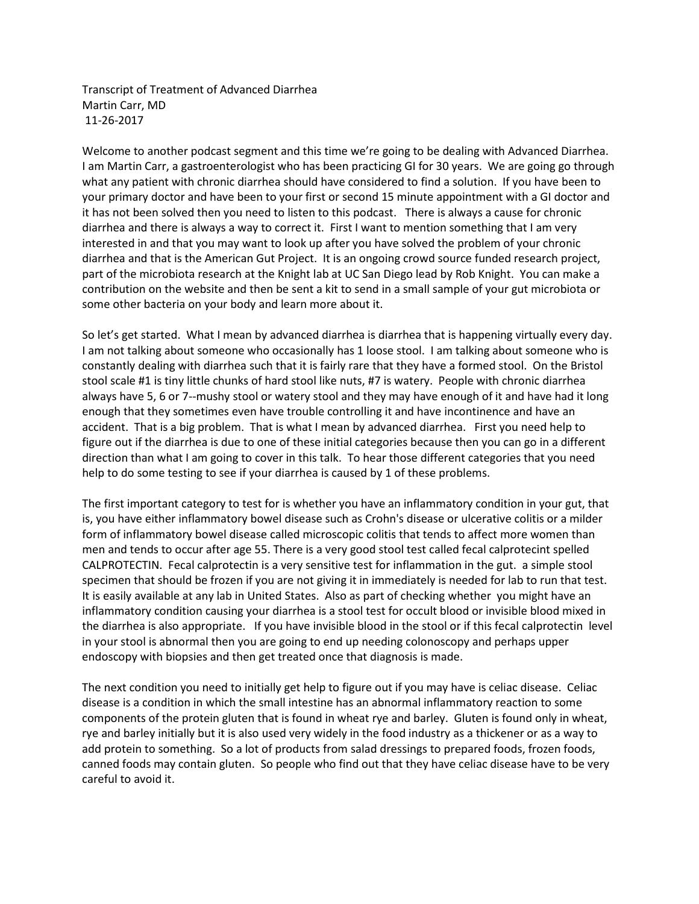Transcript of Treatment of Advanced Diarrhea
Martin Carr, MD
11-26-2017

Welcome to another podcast segment and this time we're going to be dealing with Advanced Diarrhea. I am Martin Carr, a gastroenterologist who has been practicing GI for 30 years. We are going go through what any patient with chronic diarrhea should have considered to find a solution. If you have been to your primary doctor and have been to your first or second 15 minute appointment with a GI doctor and it has not been solved then you need to listen to this podcast. There is always a cause for chronic diarrhea and there is always a way to correct it. First I want to mention something that I am very interested in and that you may want to look up after you have solved the problem of your chronic diarrhea and that is the American Gut Project. It is an ongoing crowd source funded research project, part of the microbiota research at the Knight lab at UC San Diego lead by Rob Knight. You can make a contribution on the website and then be sent a kit to send in a small sample of your gut microbiota or some other bacteria on your body and learn more about it.

So let's get started. What I mean by advanced diarrhea is diarrhea that is happening virtually every day. I am not talking about someone who occasionally has 1 loose stool. I am talking about someone who is constantly dealing with diarrhea such that it is fairly rare that they have a formed stool. On the Bristol stool scale #1 is tiny little chunks of hard stool like nuts, #7 is watery. People with chronic diarrhea always have 5, 6 or 7--mushy stool or watery stool and they may have enough of it and have had it long enough that they sometimes even have trouble controlling it and have incontinence and have an accident. That is a big problem. That is what I mean by advanced diarrhea. First you need help to figure out if the diarrhea is due to one of these initial categories because then you can go in a different direction than what I am going to cover in this talk. To hear those different categories that you need help to do some testing to see if your diarrhea is caused by 1 of these problems.

The first important category to test for is whether you have an inflammatory condition in your gut, that is, you have either inflammatory bowel disease such as Crohn's disease or ulcerative colitis or a milder form of inflammatory bowel disease called microscopic colitis that tends to affect more women than men and tends to occur after age 55. There is a very good stool test called fecal calprotecint spelled CALPROTECTIN. Fecal calprotectin is a very sensitive test for inflammation in the gut. a simple stool specimen that should be frozen if you are not giving it in immediately is needed for lab to run that test. It is easily available at any lab in United States. Also as part of checking whether you might have an inflammatory condition causing your diarrhea is a stool test for occult blood or invisible blood mixed in the diarrhea is also appropriate. If you have invisible blood in the stool or if this fecal calprotectin level in your stool is abnormal then you are going to end up needing colonoscopy and perhaps upper endoscopy with biopsies and then get treated once that diagnosis is made.

The next condition you need to initially get help to figure out if you may have is celiac disease. Celiac disease is a condition in which the small intestine has an abnormal inflammatory reaction to some components of the protein gluten that is found in wheat rye and barley. Gluten is found only in wheat, rye and barley initially but it is also used very widely in the food industry as a thickener or as a way to add protein to something. So a lot of products from salad dressings to prepared foods, frozen foods, canned foods may contain gluten. So people who find out that they have celiac disease have to be very careful to avoid it.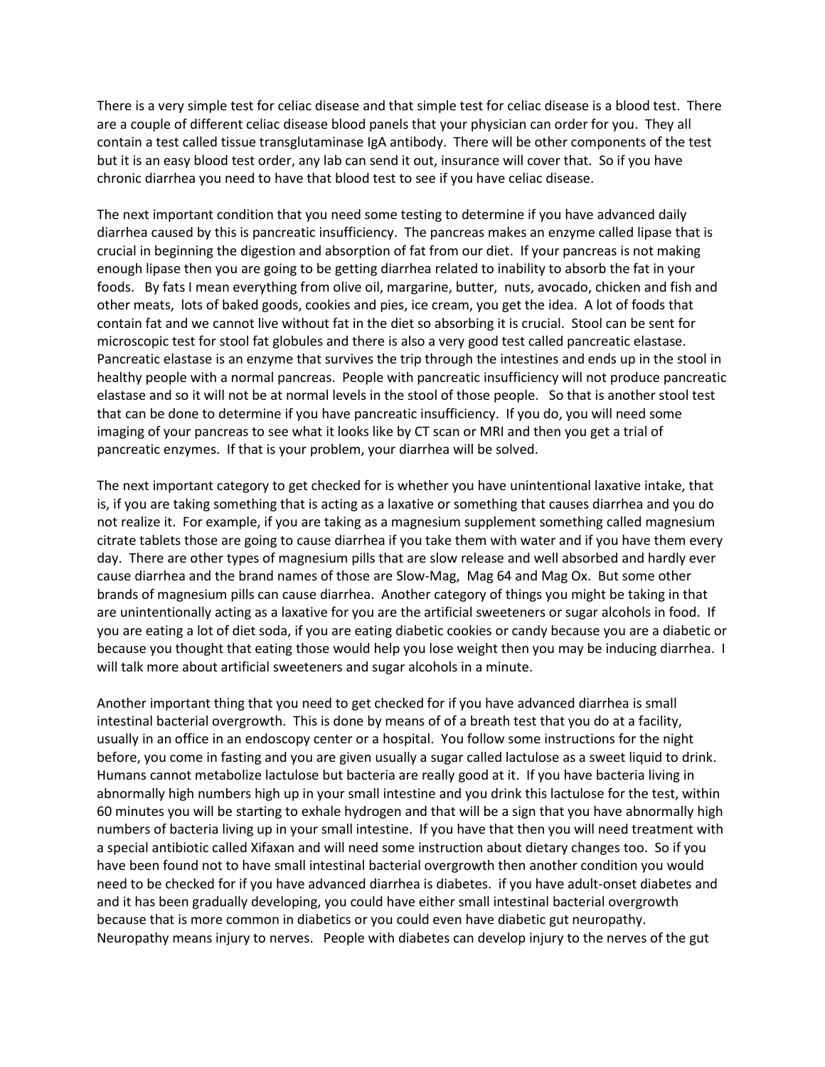There is a very simple test for celiac disease and that simple test for celiac disease is a blood test. There are a couple of different celiac disease blood panels that your physician can order for you. They all contain a test called tissue transglutaminase IgA antibody. There will be other components of the test but it is an easy blood test order, any lab can send it out, insurance will cover that. So if you have chronic diarrhea you need to have that blood test to see if you have celiac disease.

The next important condition that you need some testing to determine if you have advanced daily diarrhea caused by this is pancreatic insufficiency. The pancreas makes an enzyme called lipase that is crucial in beginning the digestion and absorption of fat from our diet. If your pancreas is not making enough lipase then you are going to be getting diarrhea related to inability to absorb the fat in your foods. By fats I mean everything from olive oil, margarine, butter, nuts, avocado, chicken and fish and other meats, lots of baked goods, cookies and pies, ice cream, you get the idea. A lot of foods that contain fat and we cannot live without fat in the diet so absorbing it is crucial. Stool can be sent for microscopic test for stool fat globules and there is also a very good test called pancreatic elastase. Pancreatic elastase is an enzyme that survives the trip through the intestines and ends up in the stool in healthy people with a normal pancreas. People with pancreatic insufficiency will not produce pancreatic elastase and so it will not be at normal levels in the stool of those people. So that is another stool test that can be done to determine if you have pancreatic insufficiency. If you do, you will need some imaging of your pancreas to see what it looks like by CT scan or MRI and then you get a trial of pancreatic enzymes. If that is your problem, your diarrhea will be solved.

The next important category to get checked for is whether you have unintentional laxative intake, that is, if you are taking something that is acting as a laxative or something that causes diarrhea and you do not realize it. For example, if you are taking as a magnesium supplement something called magnesium citrate tablets those are going to cause diarrhea if you take them with water and if you have them every day. There are other types of magnesium pills that are slow release and well absorbed and hardly ever cause diarrhea and the brand names of those are Slow-Mag, Mag 64 and Mag Ox. But some other brands of magnesium pills can cause diarrhea. Another category of things you might be taking in that are unintentionally acting as a laxative for you are the artificial sweeteners or sugar alcohols in food. If you are eating a lot of diet soda, if you are eating diabetic cookies or candy because you are a diabetic or because you thought that eating those would help you lose weight then you may be inducing diarrhea. I will talk more about artificial sweeteners and sugar alcohols in a minute.

Another important thing that you need to get checked for if you have advanced diarrhea is small intestinal bacterial overgrowth. This is done by means of of a breath test that you do at a facility, usually in an office in an endoscopy center or a hospital. You follow some instructions for the night before, you come in fasting and you are given usually a sugar called lactulose as a sweet liquid to drink. Humans cannot metabolize lactulose but bacteria are really good at it. If you have bacteria living in abnormally high numbers high up in your small intestine and you drink this lactulose for the test, within 60 minutes you will be starting to exhale hydrogen and that will be a sign that you have abnormally high numbers of bacteria living up in your small intestine. If you have that then you will need treatment with a special antibiotic called Xifaxan and will need some instruction about dietary changes too. So if you have been found not to have small intestinal bacterial overgrowth then another condition you would need to be checked for if you have advanced diarrhea is diabetes. if you have adult-onset diabetes and and it has been gradually developing, you could have either small intestinal bacterial overgrowth because that is more common in diabetics or you could even have diabetic gut neuropathy. Neuropathy means injury to nerves. People with diabetes can develop injury to the nerves of the gut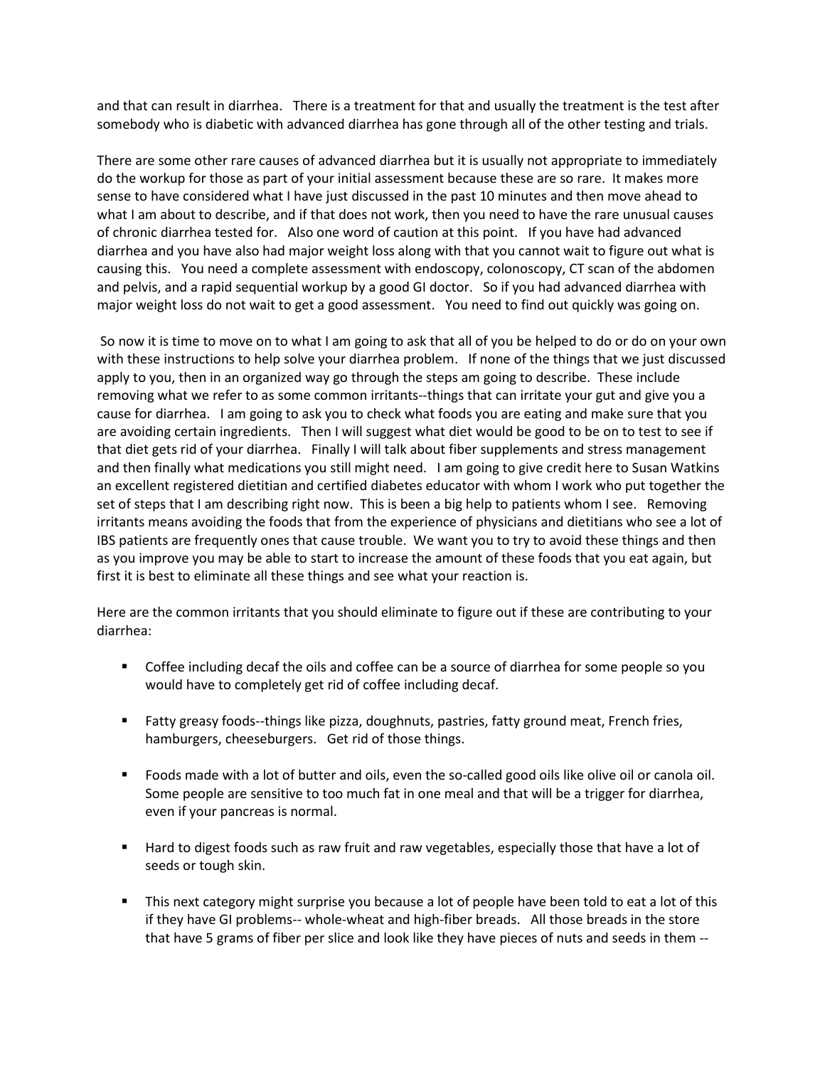and that can result in diarrhea. There is a treatment for that and usually the treatment is the test after somebody who is diabetic with advanced diarrhea has gone through all of the other testing and trials.

There are some other rare causes of advanced diarrhea but it is usually not appropriate to immediately do the workup for those as part of your initial assessment because these are so rare. It makes more sense to have considered what I have just discussed in the past 10 minutes and then move ahead to what I am about to describe, and if that does not work, then you need to have the rare unusual causes of chronic diarrhea tested for. Also one word of caution at this point. If you have had advanced diarrhea and you have also had major weight loss along with that you cannot wait to figure out what is causing this. You need a complete assessment with endoscopy, colonoscopy, CT scan of the abdomen and pelvis, and a rapid sequential workup by a good GI doctor. So if you had advanced diarrhea with major weight loss do not wait to get a good assessment. You need to find out quickly was going on.

So now it is time to move on to what I am going to ask that all of you be helped to do or do on your own with these instructions to help solve your diarrhea problem. If none of the things that we just discussed apply to you, then in an organized way go through the steps am going to describe. These include removing what we refer to as some common irritants--things that can irritate your gut and give you a cause for diarrhea. I am going to ask you to check what foods you are eating and make sure that you are avoiding certain ingredients. Then I will suggest what diet would be good to be on to test to see if that diet gets rid of your diarrhea. Finally I will talk about fiber supplements and stress management and then finally what medications you still might need. I am going to give credit here to Susan Watkins an excellent registered dietitian and certified diabetes educator with whom I work who put together the set of steps that I am describing right now. This is been a big help to patients whom I see. Removing irritants means avoiding the foods that from the experience of physicians and dietitians who see a lot of IBS patients are frequently ones that cause trouble. We want you to try to avoid these things and then as you improve you may be able to start to increase the amount of these foods that you eat again, but first it is best to eliminate all these things and see what your reaction is.

Here are the common irritants that you should eliminate to figure out if these are contributing to your diarrhea:

- Coffee including decaf the oils and coffee can be a source of diarrhea for some people so you would have to completely get rid of coffee including decaf.
- Fatty greasy foods--things like pizza, doughnuts, pastries, fatty ground meat, French fries, hamburgers, cheeseburgers. Get rid of those things.
- Foods made with a lot of butter and oils, even the so-called good oils like olive oil or canola oil. Some people are sensitive to too much fat in one meal and that will be a trigger for diarrhea, even if your pancreas is normal.
- Hard to digest foods such as raw fruit and raw vegetables, especially those that have a lot of seeds or tough skin.
- This next category might surprise you because a lot of people have been told to eat a lot of this if they have GI problems-- whole-wheat and high-fiber breads. All those breads in the store that have 5 grams of fiber per slice and look like they have pieces of nuts and seeds in them --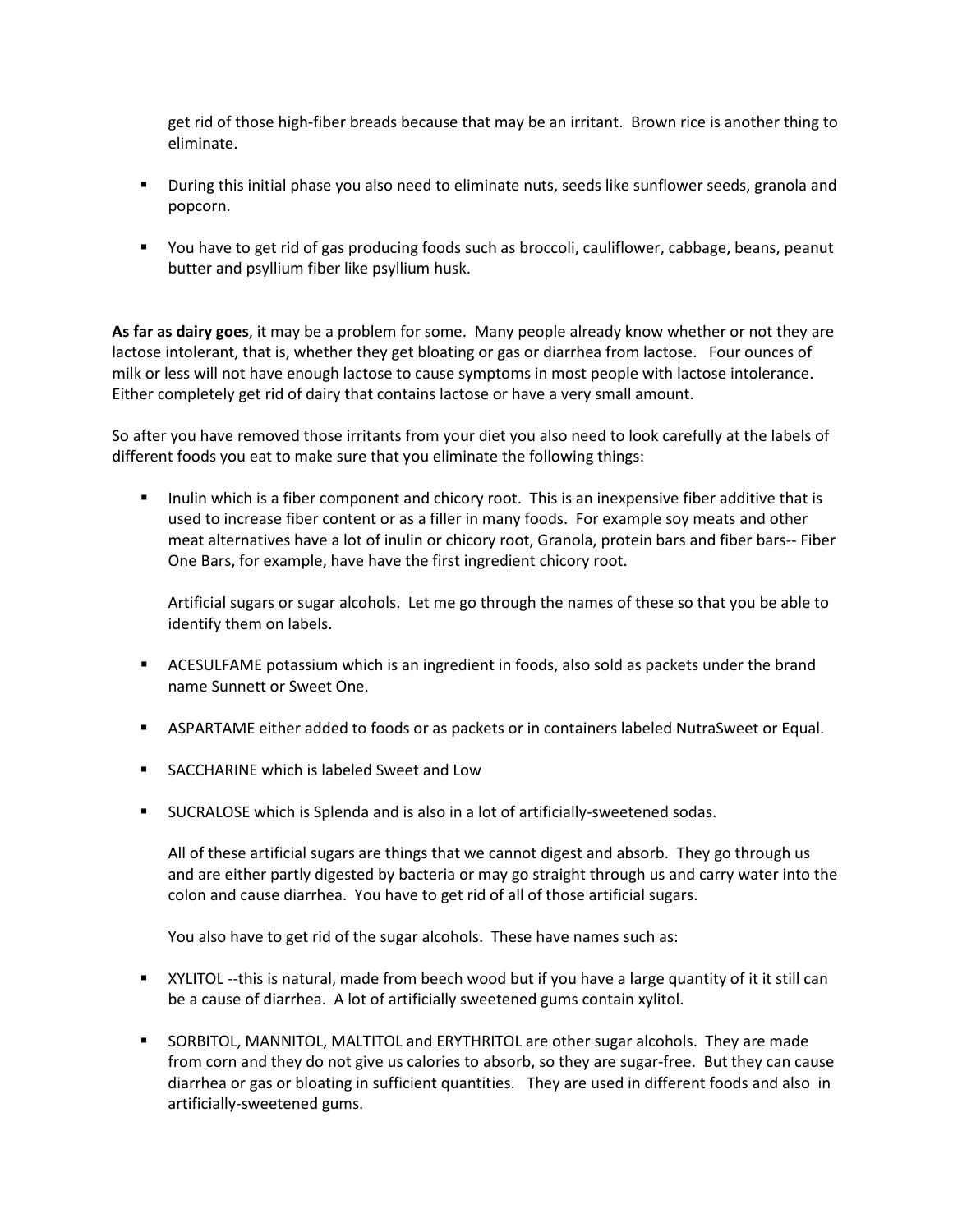get rid of those high-fiber breads because that may be an irritant. Brown rice is another thing to eliminate.

- During this initial phase you also need to eliminate nuts, seeds like sunflower seeds, granola and popcorn.

- You have to get rid of gas producing foods such as broccoli, cauliflower, cabbage, beans, peanut butter and psyllium fiber like psyllium husk.

**As far as dairy goes**, it may be a problem for some. Many people already know whether or not they are lactose intolerant, that is, whether they get bloating or gas or diarrhea from lactose. Four ounces of milk or less will not have enough lactose to cause symptoms in most people with lactose intolerance. Either completely get rid of dairy that contains lactose or have a very small amount.

So after you have removed those irritants from your diet you also need to look carefully at the labels of different foods you eat to make sure that you eliminate the following things:

- Inulin which is a fiber component and chicory root. This is an inexpensive fiber additive that is used to increase fiber content or as a filler in many foods. For example soy meats and other meat alternatives have a lot of inulin or chicory root, Granola, protein bars and fiber bars-- Fiber One Bars, for example, have have the first ingredient chicory root.

  Artificial sugars or sugar alcohols. Let me go through the names of these so that you be able to identify them on labels.

- ACESULFAME potassium which is an ingredient in foods, also sold as packets under the brand name Sunnett or Sweet One.

- ASPARTAME either added to foods or as packets or in containers labeled NutraSweet or Equal.

- SACCHARINE which is labeled Sweet and Low

- SUCRALOSE which is Splenda and is also in a lot of artificially-sweetened sodas.

  All of these artificial sugars are things that we cannot digest and absorb. They go through us and are either partly digested by bacteria or may go straight through us and carry water into the colon and cause diarrhea. You have to get rid of all of those artificial sugars.

  You also have to get rid of the sugar alcohols. These have names such as:

- XYLITOL --this is natural, made from beech wood but if you have a large quantity of it it still can be a cause of diarrhea. A lot of artificially sweetened gums contain xylitol.

- SORBITOL, MANNITOL, MALTITOL and ERYTHRITOL are other sugar alcohols. They are made from corn and they do not give us calories to absorb, so they are sugar-free. But they can cause diarrhea or gas or bloating in sufficient quantities. They are used in different foods and also in artificially-sweetened gums.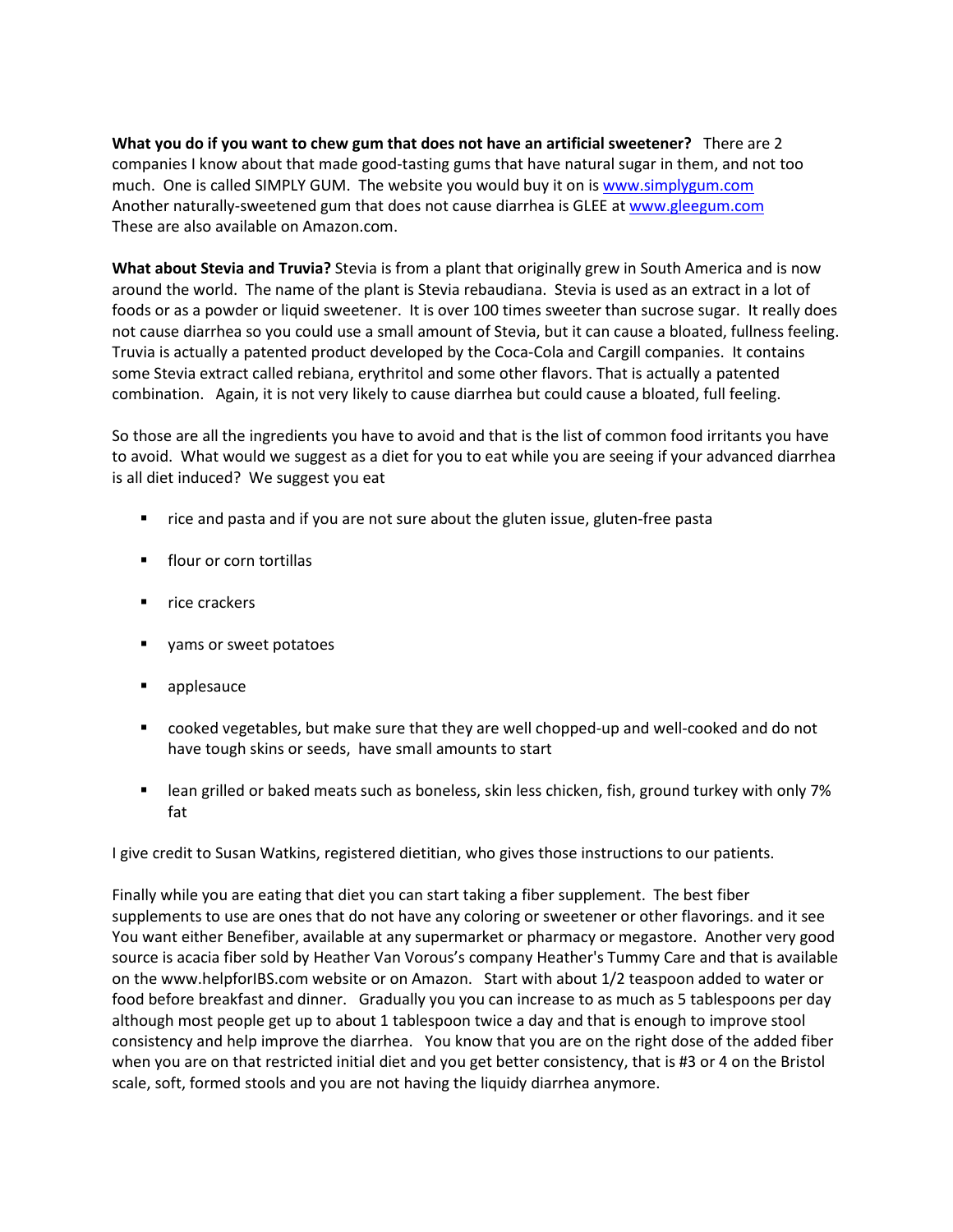**What you do if you want to chew gum that does not have an artificial sweetener?** There are 2 companies I know about that made good-tasting gums that have natural sugar in them, and not too much. One is called SIMPLY GUM. The website you would buy it on is www.simplygum.com Another naturally-sweetened gum that does not cause diarrhea is GLEE at www.gleegum.com These are also available on Amazon.com.

**What about Stevia and Truvia?** Stevia is from a plant that originally grew in South America and is now around the world. The name of the plant is Stevia rebaudiana. Stevia is used as an extract in a lot of foods or as a powder or liquid sweetener. It is over 100 times sweeter than sucrose sugar. It really does not cause diarrhea so you could use a small amount of Stevia, but it can cause a bloated, fullness feeling. Truvia is actually a patented product developed by the Coca-Cola and Cargill companies. It contains some Stevia extract called rebiana, erythritol and some other flavors. That is actually a patented combination. Again, it is not very likely to cause diarrhea but could cause a bloated, full feeling.

So those are all the ingredients you have to avoid and that is the list of common food irritants you have to avoid. What would we suggest as a diet for you to eat while you are seeing if your advanced diarrhea is all diet induced? We suggest you eat

- rice and pasta and if you are not sure about the gluten issue, gluten-free pasta
- flour or corn tortillas
- rice crackers
- yams or sweet potatoes
- applesauce
- cooked vegetables, but make sure that they are well chopped-up and well-cooked and do not have tough skins or seeds, have small amounts to start
- lean grilled or baked meats such as boneless, skin less chicken, fish, ground turkey with only 7% fat

I give credit to Susan Watkins, registered dietitian, who gives those instructions to our patients.

Finally while you are eating that diet you can start taking a fiber supplement. The best fiber supplements to use are ones that do not have any coloring or sweetener or other flavorings. and it see You want either Benefiber, available at any supermarket or pharmacy or megastore. Another very good source is acacia fiber sold by Heather Van Vorous's company Heather's Tummy Care and that is available on the www.helpforIBS.com website or on Amazon. Start with about 1/2 teaspoon added to water or food before breakfast and dinner. Gradually you you can increase to as much as 5 tablespoons per day although most people get up to about 1 tablespoon twice a day and that is enough to improve stool consistency and help improve the diarrhea. You know that you are on the right dose of the added fiber when you are on that restricted initial diet and you get better consistency, that is #3 or 4 on the Bristol scale, soft, formed stools and you are not having the liquidy diarrhea anymore.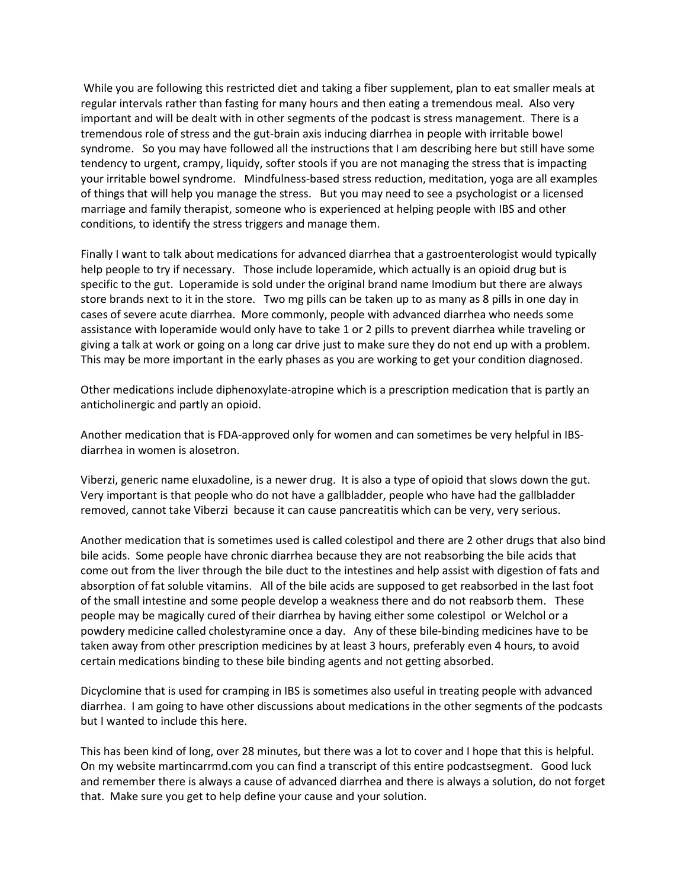While you are following this restricted diet and taking a fiber supplement, plan to eat smaller meals at regular intervals rather than fasting for many hours and then eating a tremendous meal. Also very important and will be dealt with in other segments of the podcast is stress management. There is a tremendous role of stress and the gut-brain axis inducing diarrhea in people with irritable bowel syndrome. So you may have followed all the instructions that I am describing here but still have some tendency to urgent, crampy, liquidy, softer stools if you are not managing the stress that is impacting your irritable bowel syndrome. Mindfulness-based stress reduction, meditation, yoga are all examples of things that will help you manage the stress. But you may need to see a psychologist or a licensed marriage and family therapist, someone who is experienced at helping people with IBS and other conditions, to identify the stress triggers and manage them.

Finally I want to talk about medications for advanced diarrhea that a gastroenterologist would typically help people to try if necessary. Those include loperamide, which actually is an opioid drug but is specific to the gut. Loperamide is sold under the original brand name Imodium but there are always store brands next to it in the store. Two mg pills can be taken up to as many as 8 pills in one day in cases of severe acute diarrhea. More commonly, people with advanced diarrhea who needs some assistance with loperamide would only have to take 1 or 2 pills to prevent diarrhea while traveling or giving a talk at work or going on a long car drive just to make sure they do not end up with a problem. This may be more important in the early phases as you are working to get your condition diagnosed.

Other medications include diphenoxylate-atropine which is a prescription medication that is partly an anticholinergic and partly an opioid.

Another medication that is FDA-approved only for women and can sometimes be very helpful in IBS-diarrhea in women is alosetron.

Viberzi, generic name eluxadoline, is a newer drug. It is also a type of opioid that slows down the gut. Very important is that people who do not have a gallbladder, people who have had the gallbladder removed, cannot take Viberzi because it can cause pancreatitis which can be very, very serious.

Another medication that is sometimes used is called colestipol and there are 2 other drugs that also bind bile acids. Some people have chronic diarrhea because they are not reabsorbing the bile acids that come out from the liver through the bile duct to the intestines and help assist with digestion of fats and absorption of fat soluble vitamins. All of the bile acids are supposed to get reabsorbed in the last foot of the small intestine and some people develop a weakness there and do not reabsorb them. These people may be magically cured of their diarrhea by having either some colestipol or Welchol or a powdery medicine called cholestyramine once a day. Any of these bile-binding medicines have to be taken away from other prescription medicines by at least 3 hours, preferably even 4 hours, to avoid certain medications binding to these bile binding agents and not getting absorbed.

Dicyclomine that is used for cramping in IBS is sometimes also useful in treating people with advanced diarrhea. I am going to have other discussions about medications in the other segments of the podcasts but I wanted to include this here.

This has been kind of long, over 28 minutes, but there was a lot to cover and I hope that this is helpful. On my website martincarrmd.com you can find a transcript of this entire podcastsegment. Good luck and remember there is always a cause of advanced diarrhea and there is always a solution, do not forget that. Make sure you get to help define your cause and your solution.